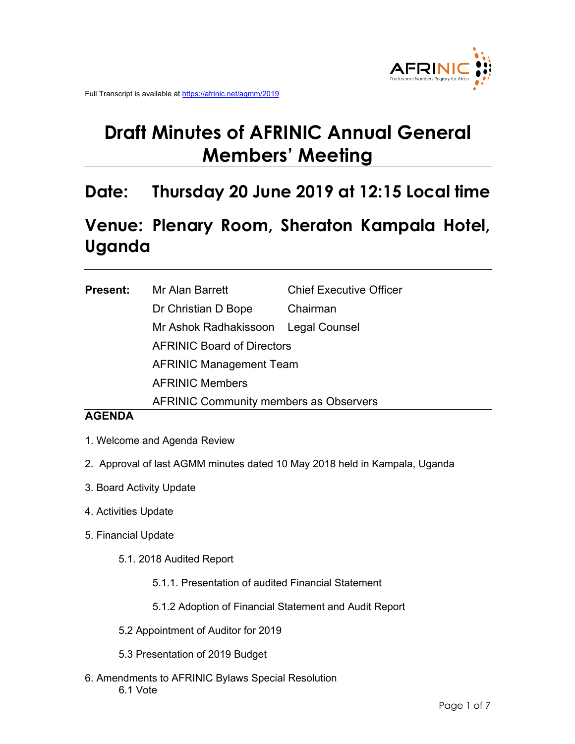Full Transcript is available at https://afrinic.net/agmm/2019

# Draft Minutes of AFRINIC Annual General Members' Meeting

## Date: Thursday 20 June 2019 at 12:15 Local time

## Venue: Plenary Room, Sheraton Kampala Hotel, Uganda

---

| **Present:** | Mr Alan Barrett | Chief Executive Officer |
|---|---|---|
| | Dr Christian D Bope | Chairman |
| | Mr Ashok Radhakissoon | Legal Counsel |
| | AFRINIC Board of Directors | |
| | AFRINIC Management Team | |
| | AFRINIC Members | |
| | AFRINIC Community members as Observers | |

**AGENDA**

1. Welcome and Agenda Review
2. Approval of last AGMM minutes dated 10 May 2018 held in Kampala, Uganda
3. Board Activity Update
4. Activities Update
5. Financial Update
   - 5.1. 2018 Audited Report
     - 5.1.1. Presentation of audited Financial Statement
     - 5.1.2 Adoption of Financial Statement and Audit Report
   - 5.2 Appointment of Auditor for 2019
   - 5.3 Presentation of 2019 Budget
6. Amendments to AFRINIC Bylaws Special Resolution
   - 6.1 Vote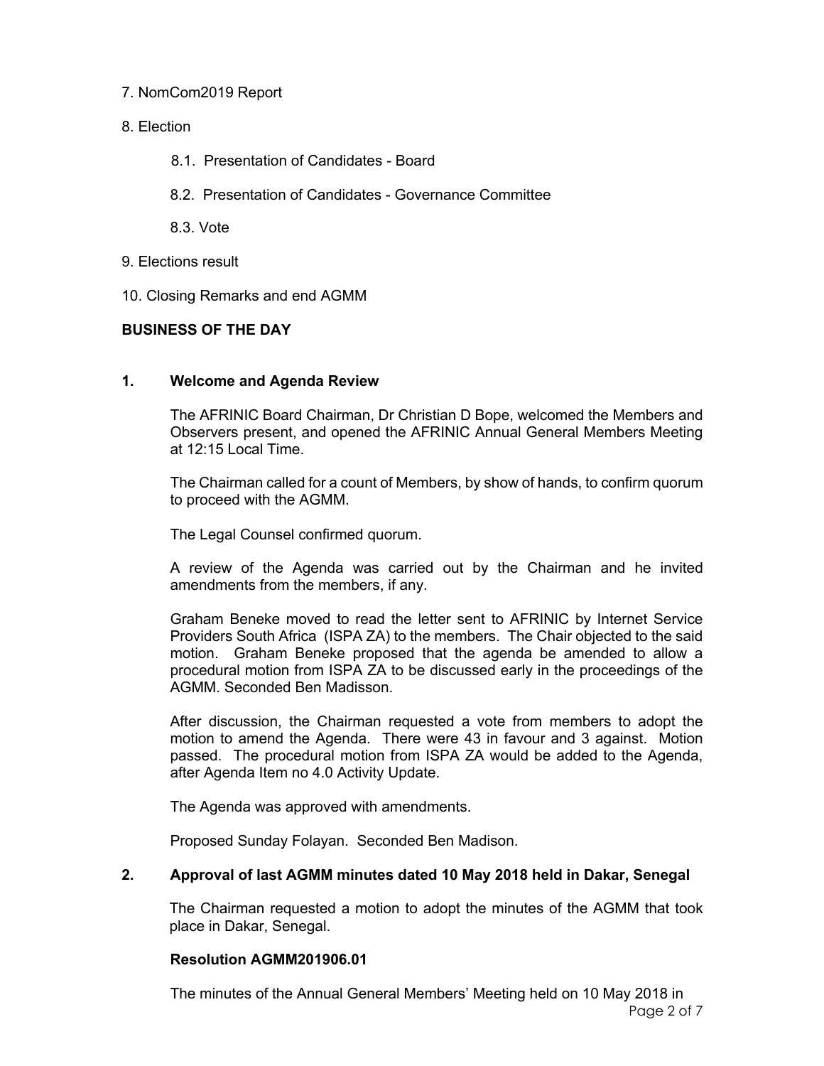7. NomCom2019 Report

8. Election

    8.1. Presentation of Candidates - Board

    8.2. Presentation of Candidates - Governance Committee

    8.3. Vote

9. Elections result

10. Closing Remarks and end AGMM

**BUSINESS OF THE DAY**

## 1. Welcome and Agenda Review

The AFRINIC Board Chairman, Dr Christian D Bope, welcomed the Members and Observers present, and opened the AFRINIC Annual General Members Meeting at 12:15 Local Time.

The Chairman called for a count of Members, by show of hands, to confirm quorum to proceed with the AGMM.

The Legal Counsel confirmed quorum.

A review of the Agenda was carried out by the Chairman and he invited amendments from the members, if any.

Graham Beneke moved to read the letter sent to AFRINIC by Internet Service Providers South Africa (ISPA ZA) to the members. The Chair objected to the said motion. Graham Beneke proposed that the agenda be amended to allow a procedural motion from ISPA ZA to be discussed early in the proceedings of the AGMM. Seconded Ben Madisson.

After discussion, the Chairman requested a vote from members to adopt the motion to amend the Agenda. There were 43 in favour and 3 against. Motion passed. The procedural motion from ISPA ZA would be added to the Agenda, after Agenda Item no 4.0 Activity Update.

The Agenda was approved with amendments.

Proposed Sunday Folayan. Seconded Ben Madison.

## 2. Approval of last AGMM minutes dated 10 May 2018 held in Dakar, Senegal

The Chairman requested a motion to adopt the minutes of the AGMM that took place in Dakar, Senegal.

**Resolution AGMM201906.01**

The minutes of the Annual General Members' Meeting held on 10 May 2018 in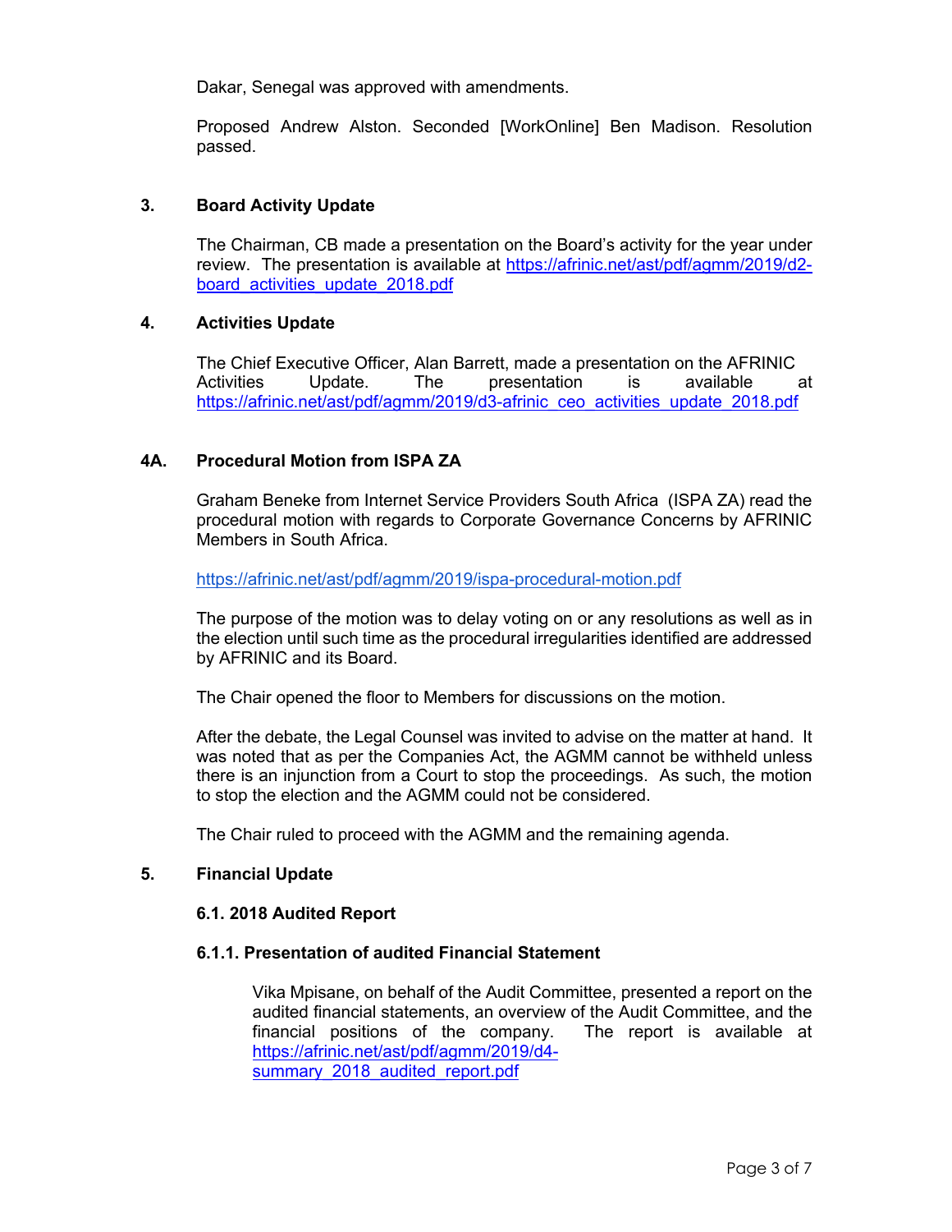Dakar, Senegal was approved with amendments.

Proposed Andrew Alston. Seconded [WorkOnline] Ben Madison. Resolution passed.

## 3. Board Activity Update

The Chairman, CB made a presentation on the Board's activity for the year under review. The presentation is available at https://afrinic.net/ast/pdf/agmm/2019/d2-board_activities_update_2018.pdf

## 4. Activities Update

The Chief Executive Officer, Alan Barrett, made a presentation on the AFRINIC Activities Update. The presentation is available at https://afrinic.net/ast/pdf/agmm/2019/d3-afrinic_ceo_activities_update_2018.pdf

## 4A. Procedural Motion from ISPA ZA

Graham Beneke from Internet Service Providers South Africa (ISPA ZA) read the procedural motion with regards to Corporate Governance Concerns by AFRINIC Members in South Africa.

https://afrinic.net/ast/pdf/agmm/2019/ispa-procedural-motion.pdf

The purpose of the motion was to delay voting on or any resolutions as well as in the election until such time as the procedural irregularities identified are addressed by AFRINIC and its Board.

The Chair opened the floor to Members for discussions on the motion.

After the debate, the Legal Counsel was invited to advise on the matter at hand. It was noted that as per the Companies Act, the AGMM cannot be withheld unless there is an injunction from a Court to stop the proceedings. As such, the motion to stop the election and the AGMM could not be considered.

The Chair ruled to proceed with the AGMM and the remaining agenda.

## 5. Financial Update

### 6.1. 2018 Audited Report

#### 6.1.1. Presentation of audited Financial Statement

Vika Mpisane, on behalf of the Audit Committee, presented a report on the audited financial statements, an overview of the Audit Committee, and the financial positions of the company. The report is available at https://afrinic.net/ast/pdf/agmm/2019/d4-summary_2018_audited_report.pdf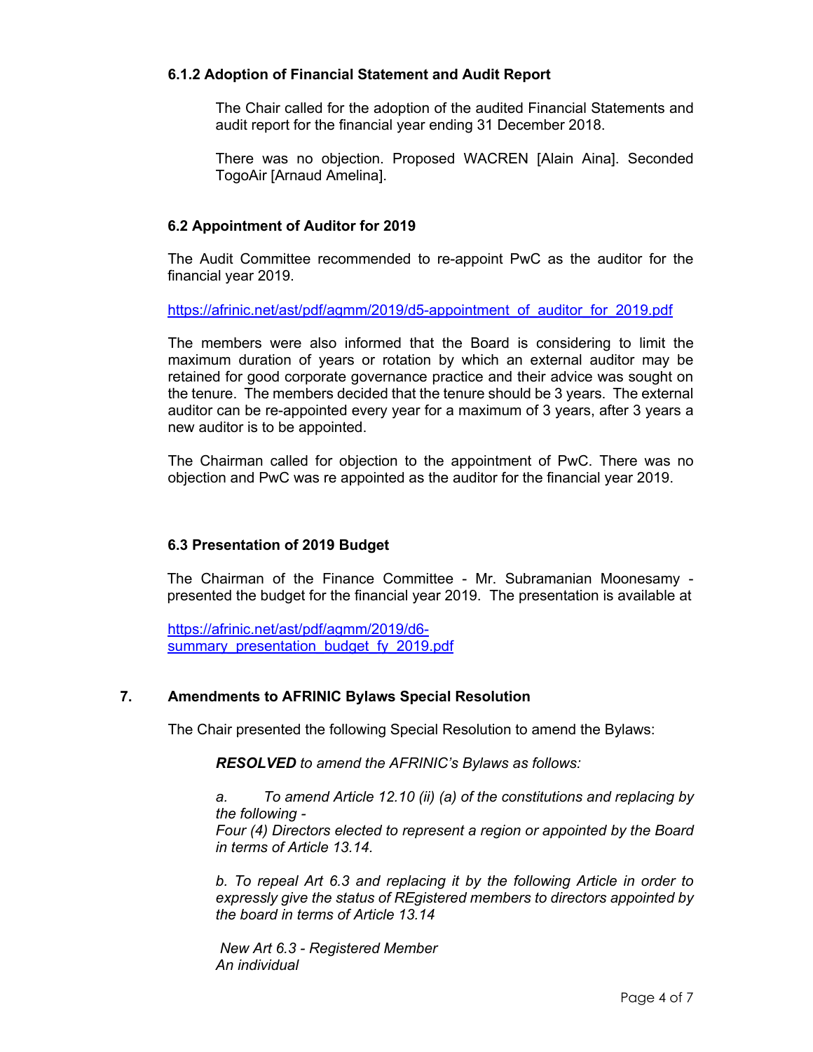### 6.1.2 Adoption of Financial Statement and Audit Report

The Chair called for the adoption of the audited Financial Statements and audit report for the financial year ending 31 December 2018.

There was no objection. Proposed WACREN [Alain Aina]. Seconded TogoAir [Arnaud Amelina].

### 6.2 Appointment of Auditor for 2019

The Audit Committee recommended to re-appoint PwC as the auditor for the financial year 2019.

https://afrinic.net/ast/pdf/agmm/2019/d5-appointment_of_auditor_for_2019.pdf

The members were also informed that the Board is considering to limit the maximum duration of years or rotation by which an external auditor may be retained for good corporate governance practice and their advice was sought on the tenure. The members decided that the tenure should be 3 years. The external auditor can be re-appointed every year for a maximum of 3 years, after 3 years a new auditor is to be appointed.

The Chairman called for objection to the appointment of PwC. There was no objection and PwC was re appointed as the auditor for the financial year 2019.

### 6.3 Presentation of 2019 Budget

The Chairman of the Finance Committee - Mr. Subramanian Moonesamy - presented the budget for the financial year 2019. The presentation is available at

https://afrinic.net/ast/pdf/agmm/2019/d6-summary_presentation_budget_fy_2019.pdf

## 7. Amendments to AFRINIC Bylaws Special Resolution

The Chair presented the following Special Resolution to amend the Bylaws:

***RESOLVED*** *to amend the AFRINIC's Bylaws as follows:*

*a. To amend Article 12.10 (ii) (a) of the constitutions and replacing by the following -*
*Four (4) Directors elected to represent a region or appointed by the Board in terms of Article 13.14.*

*b. To repeal Art 6.3 and replacing it by the following Article in order to expressly give the status of REgistered members to directors appointed by the board in terms of Article 13.14*

*New Art 6.3 - Registered Member*
*An individual*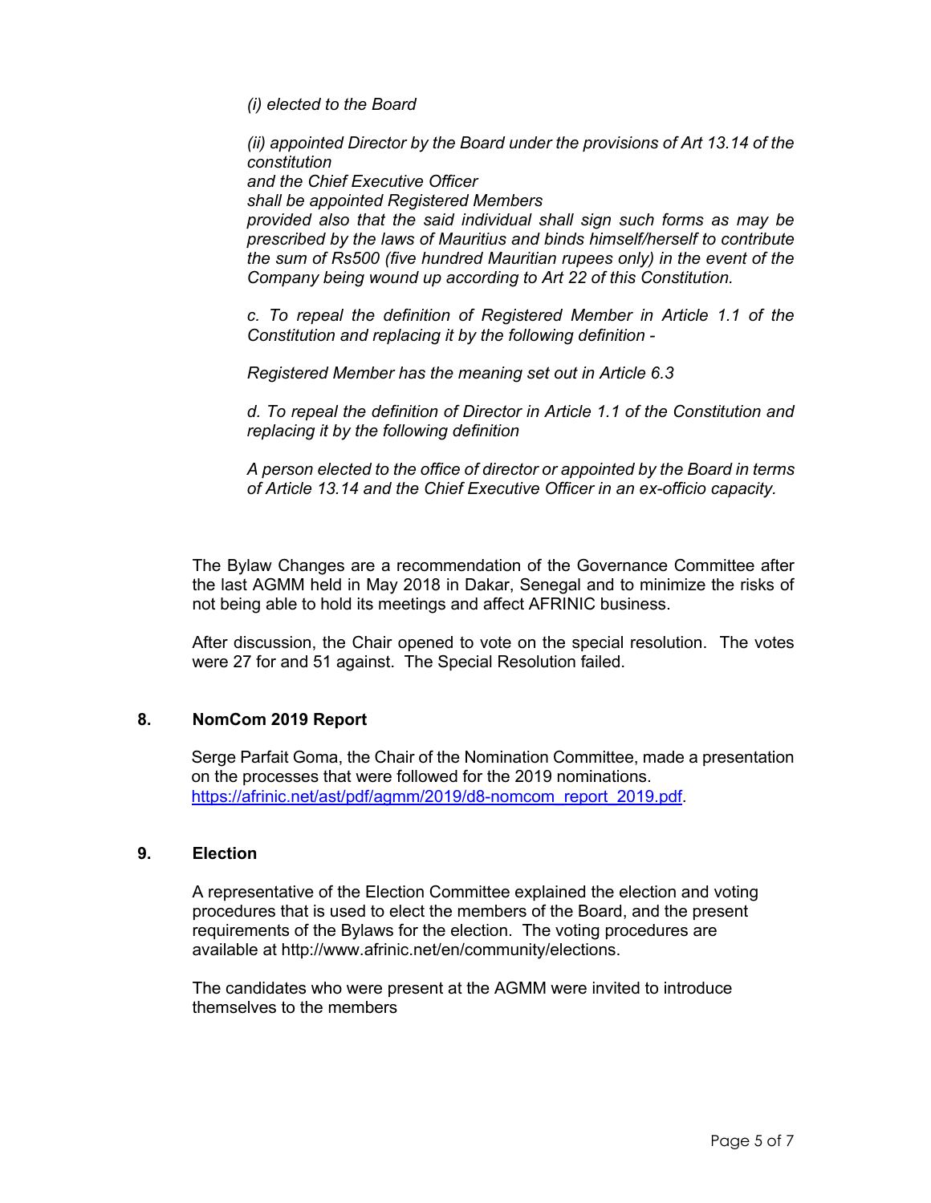*(i) elected to the Board*

*(ii) appointed Director by the Board under the provisions of Art 13.14 of the constitution*
*and the Chief Executive Officer*
*shall be appointed Registered Members*
*provided also that the said individual shall sign such forms as may be prescribed by the laws of Mauritius and binds himself/herself to contribute the sum of Rs500 (five hundred Mauritian rupees only) in the event of the Company being wound up according to Art 22 of this Constitution.*

*c. To repeal the definition of Registered Member in Article 1.1 of the Constitution and replacing it by the following definition -*

*Registered Member has the meaning set out in Article 6.3*

*d. To repeal the definition of Director in Article 1.1 of the Constitution and replacing it by the following definition*

*A person elected to the office of director or appointed by the Board in terms of Article 13.14 and the Chief Executive Officer in an ex-officio capacity.*

The Bylaw Changes are a recommendation of the Governance Committee after the last AGMM held in May 2018 in Dakar, Senegal and to minimize the risks of not being able to hold its meetings and affect AFRINIC business.

After discussion, the Chair opened to vote on the special resolution. The votes were 27 for and 51 against. The Special Resolution failed.

## 8. NomCom 2019 Report

Serge Parfait Goma, the Chair of the Nomination Committee, made a presentation on the processes that were followed for the 2019 nominations. https://afrinic.net/ast/pdf/agmm/2019/d8-nomcom_report_2019.pdf.

## 9. Election

A representative of the Election Committee explained the election and voting procedures that is used to elect the members of the Board, and the present requirements of the Bylaws for the election. The voting procedures are available at http://www.afrinic.net/en/community/elections.

The candidates who were present at the AGMM were invited to introduce themselves to the members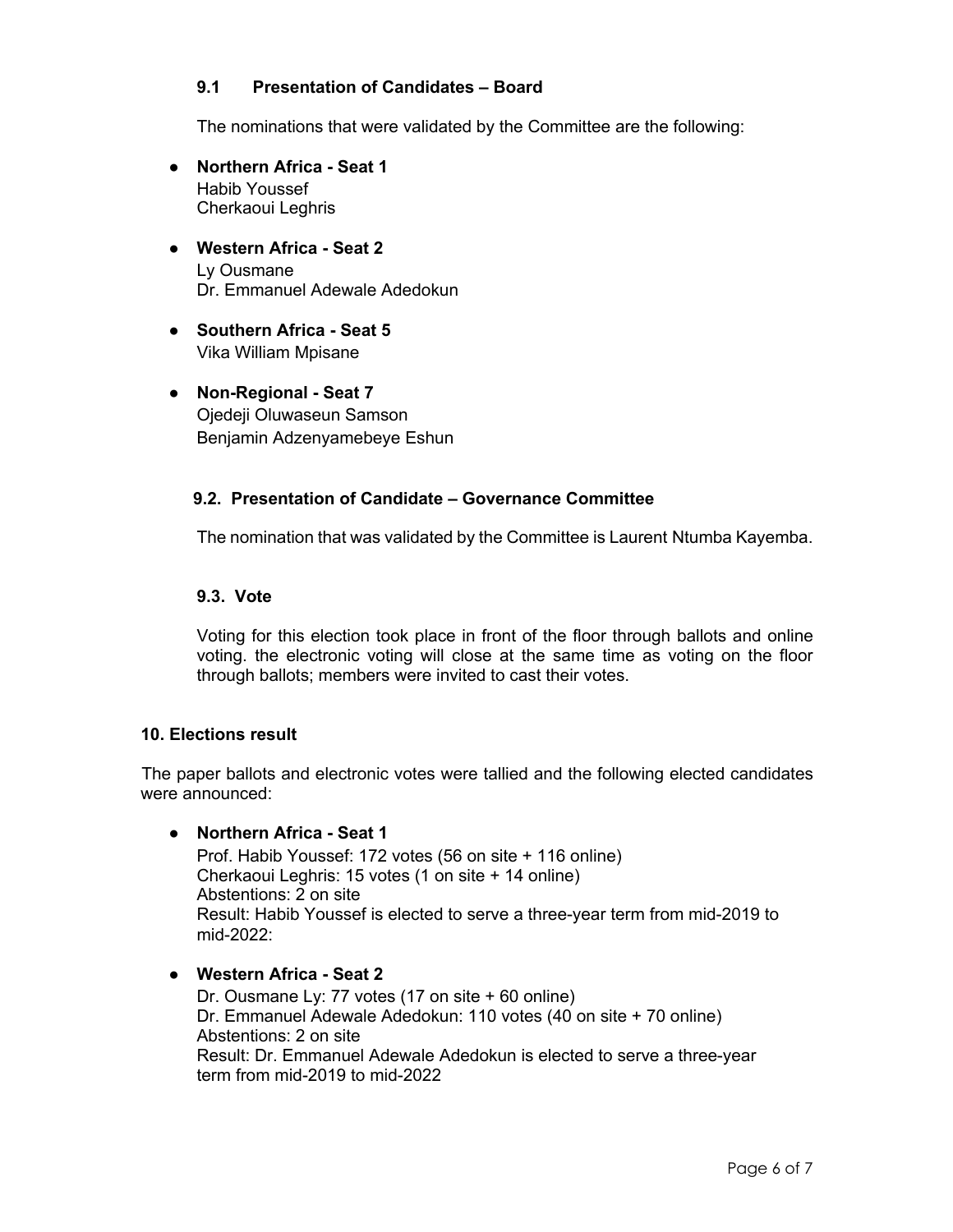### 9.1 Presentation of Candidates – Board

The nominations that were validated by the Committee are the following:

- **Northern Africa - Seat 1**
  Habib Youssef
  Cherkaoui Leghris

- **Western Africa - Seat 2**
  Ly Ousmane
  Dr. Emmanuel Adewale Adedokun

- **Southern Africa - Seat 5**
  Vika William Mpisane

- **Non-Regional - Seat 7**
  Ojedeji Oluwaseun Samson
  Benjamin Adzenyamebeye Eshun

### 9.2. Presentation of Candidate – Governance Committee

The nomination that was validated by the Committee is Laurent Ntumba Kayemba.

### 9.3. Vote

Voting for this election took place in front of the floor through ballots and online voting. the electronic voting will close at the same time as voting on the floor through ballots; members were invited to cast their votes.

## 10. Elections result

The paper ballots and electronic votes were tallied and the following elected candidates were announced:

- **Northern Africa - Seat 1**
  Prof. Habib Youssef: 172 votes (56 on site + 116 online)
  Cherkaoui Leghris: 15 votes (1 on site + 14 online)
  Abstentions: 2 on site
  Result: Habib Youssef is elected to serve a three-year term from mid-2019 to mid-2022:

- **Western Africa - Seat 2**
  Dr. Ousmane Ly: 77 votes (17 on site + 60 online)
  Dr. Emmanuel Adewale Adedokun: 110 votes (40 on site + 70 online)
  Abstentions: 2 on site
  Result: Dr. Emmanuel Adewale Adedokun is elected to serve a three-year term from mid-2019 to mid-2022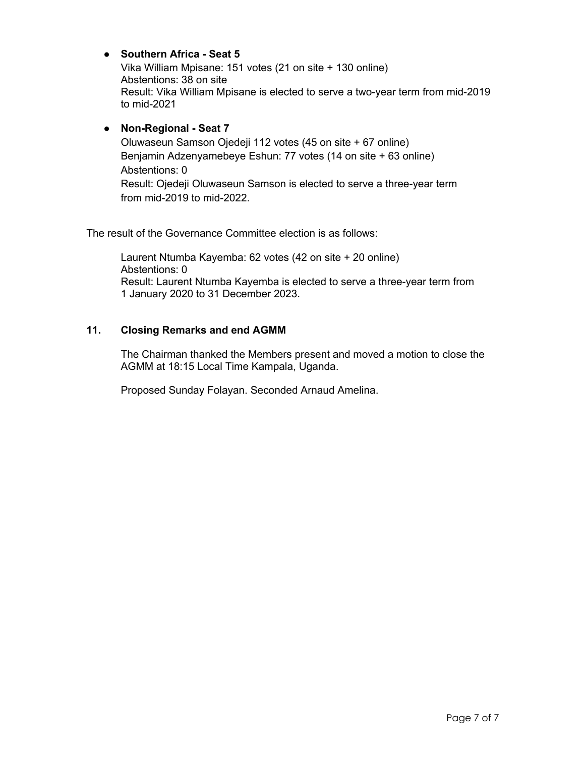- **Southern Africa - Seat 5**
  Vika William Mpisane: 151 votes (21 on site + 130 online)
  Abstentions: 38 on site
  Result: Vika William Mpisane is elected to serve a two-year term from mid-2019 to mid-2021

- **Non-Regional - Seat 7**
  Oluwaseun Samson Ojedeji 112 votes (45 on site + 67 online)
  Benjamin Adzenyamebeye Eshun: 77 votes (14 on site + 63 online)
  Abstentions: 0
  Result: Ojedeji Oluwaseun Samson is elected to serve a three-year term from mid-2019 to mid-2022.

The result of the Governance Committee election is as follows:

Laurent Ntumba Kayemba: 62 votes (42 on site + 20 online)
Abstentions: 0
Result: Laurent Ntumba Kayemba is elected to serve a three-year term from 1 January 2020 to 31 December 2023.

## 11. Closing Remarks and end AGMM

The Chairman thanked the Members present and moved a motion to close the AGMM at 18:15 Local Time Kampala, Uganda.

Proposed Sunday Folayan. Seconded Arnaud Amelina.